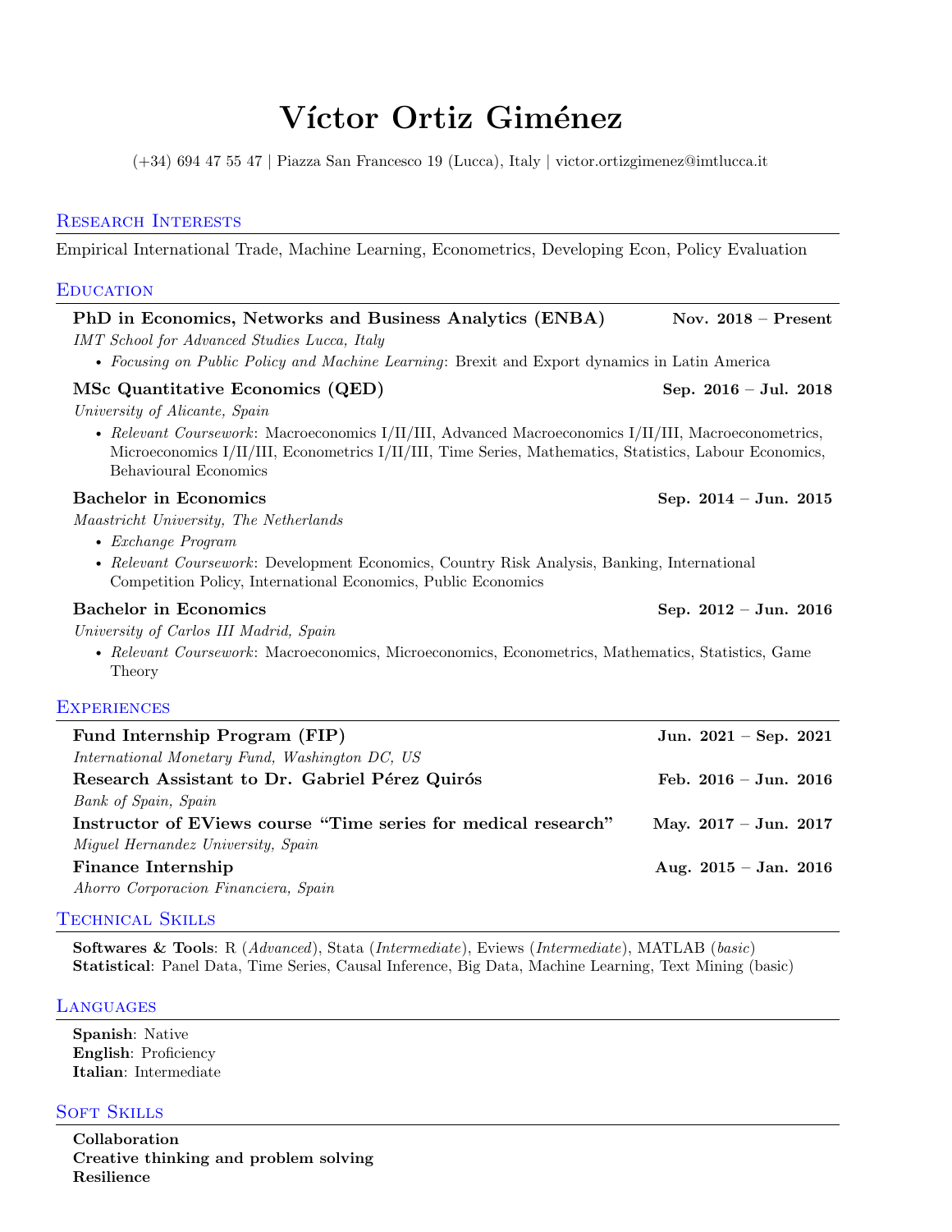# Víctor Ortiz Giménez

(+34) 694 47 55 47 | Piazza San Francesco 19 (Lucca), Italy | victor.ortizgimenez@imtlucca.it

## Research Interests

Empirical International Trade, Machine Learning, Econometrics, Developing Econ, Policy Evaluation

## Education

**PhD in Economics, Networks and Business Analytics (ENBA)** **Nov. 2018 – Present**
*IMT School for Advanced Studies Lucca, Italy*

- *Focusing on Public Policy and Machine Learning*: Brexit and Export dynamics in Latin America

**MSc Quantitative Economics (QED)** **Sep. 2016 – Jul. 2018**
*University of Alicante, Spain*

- *Relevant Coursework*: Macroeconomics I/II/III, Advanced Macroeconomics I/II/III, Macroeconometrics, Microeconomics I/II/III, Econometrics I/II/III, Time Series, Mathematics, Statistics, Labour Economics, Behavioural Economics

**Bachelor in Economics** **Sep. 2014 – Jun. 2015**
*Maastricht University, The Netherlands*

- *Exchange Program*
- *Relevant Coursework*: Development Economics, Country Risk Analysis, Banking, International Competition Policy, International Economics, Public Economics

**Bachelor in Economics** **Sep. 2012 – Jun. 2016**
*University of Carlos III Madrid, Spain*

- *Relevant Coursework*: Macroeconomics, Microeconomics, Econometrics, Mathematics, Statistics, Game Theory

## Experiences

**Fund Internship Program (FIP)** **Jun. 2021 – Sep. 2021**
*International Monetary Fund, Washington DC, US*

**Research Assistant to Dr. Gabriel Pérez Quirós** **Feb. 2016 – Jun. 2016**
*Bank of Spain, Spain*

**Instructor of EViews course "Time series for medical research"** **May. 2017 – Jun. 2017**
*Miguel Hernandez University, Spain*

**Finance Internship** **Aug. 2015 – Jan. 2016**
*Ahorro Corporacion Financiera, Spain*

## Technical Skills

**Softwares & Tools**: R (*Advanced*), Stata (*Intermediate*), Eviews (*Intermediate*), MATLAB (*basic*)
**Statistical**: Panel Data, Time Series, Causal Inference, Big Data, Machine Learning, Text Mining (basic)

## Languages

**Spanish**: Native
**English**: Proficiency
**Italian**: Intermediate

## Soft Skills

**Collaboration**
**Creative thinking and problem solving**
**Resilience**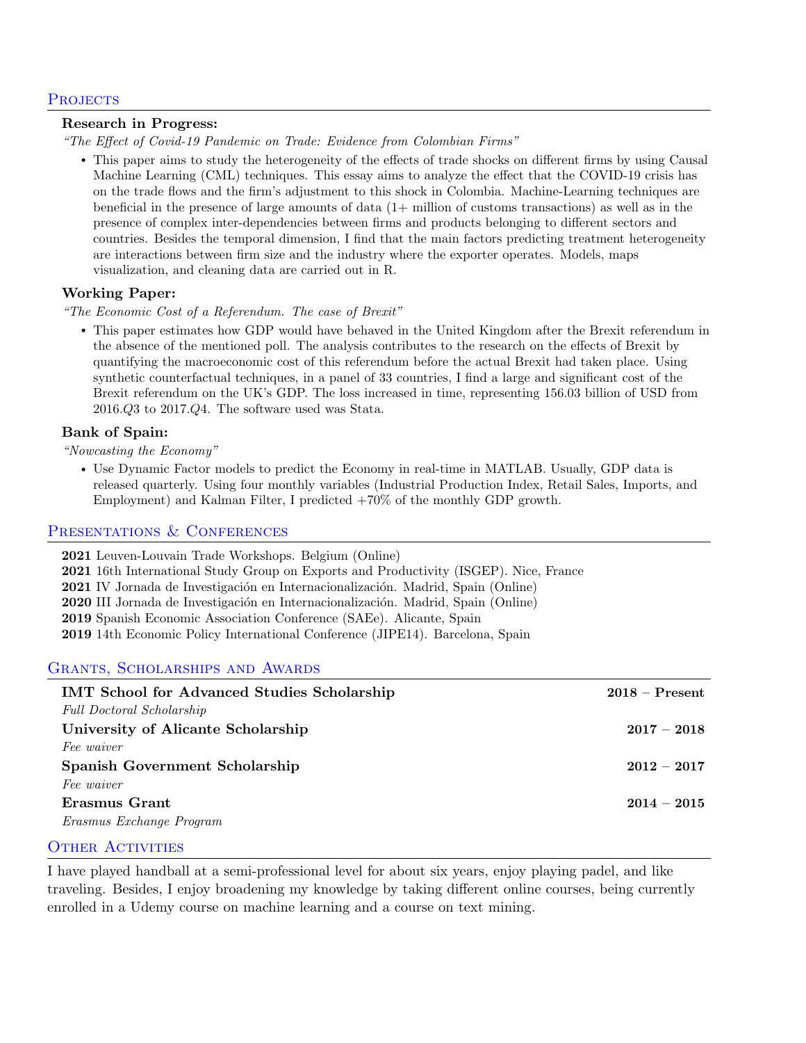## Projects

**Research in Progress:**

*"The Effect of Covid-19 Pandemic on Trade: Evidence from Colombian Firms"*

- This paper aims to study the heterogeneity of the effects of trade shocks on different firms by using Causal Machine Learning (CML) techniques. This essay aims to analyze the effect that the COVID-19 crisis has on the trade flows and the firm's adjustment to this shock in Colombia. Machine-Learning techniques are beneficial in the presence of large amounts of data (1+ million of customs transactions) as well as in the presence of complex inter-dependencies between firms and products belonging to different sectors and countries. Besides the temporal dimension, I find that the main factors predicting treatment heterogeneity are interactions between firm size and the industry where the exporter operates. Models, maps visualization, and cleaning data are carried out in R.

**Working Paper:**

*"The Economic Cost of a Referendum. The case of Brexit"*

- This paper estimates how GDP would have behaved in the United Kingdom after the Brexit referendum in the absence of the mentioned poll. The analysis contributes to the research on the effects of Brexit by quantifying the macroeconomic cost of this referendum before the actual Brexit had taken place. Using synthetic counterfactual techniques, in a panel of 33 countries, I find a large and significant cost of the Brexit referendum on the UK's GDP. The loss increased in time, representing 156.03 billion of USD from 2016.*Q*3 to 2017.*Q*4. The software used was Stata.

**Bank of Spain:**

*"Nowcasting the Economy"*

- Use Dynamic Factor models to predict the Economy in real-time in MATLAB. Usually, GDP data is released quarterly. Using four monthly variables (Industrial Production Index, Retail Sales, Imports, and Employment) and Kalman Filter, I predicted +70% of the monthly GDP growth.

## Presentations & Conferences

**2021** Leuven-Louvain Trade Workshops. Belgium (Online)
**2021** 16th International Study Group on Exports and Productivity (ISGEP). Nice, France
**2021** IV Jornada de Investigación en Internacionalización. Madrid, Spain (Online)
**2020** III Jornada de Investigación en Internacionalización. Madrid, Spain (Online)
**2019** Spanish Economic Association Conference (SAEe). Alicante, Spain
**2019** 14th Economic Policy International Conference (JIPE14). Barcelona, Spain

## Grants, Scholarships and Awards

**IMT School for Advanced Studies Scholarship** — **2018 – Present**
*Full Doctoral Scholarship*

**University of Alicante Scholarship** — **2017 – 2018**
*Fee waiver*

**Spanish Government Scholarship** — **2012 – 2017**
*Fee waiver*

**Erasmus Grant** — **2014 – 2015**
*Erasmus Exchange Program*

## Other Activities

I have played handball at a semi-professional level for about six years, enjoy playing padel, and like traveling. Besides, I enjoy broadening my knowledge by taking different online courses, being currently enrolled in a Udemy course on machine learning and a course on text mining.